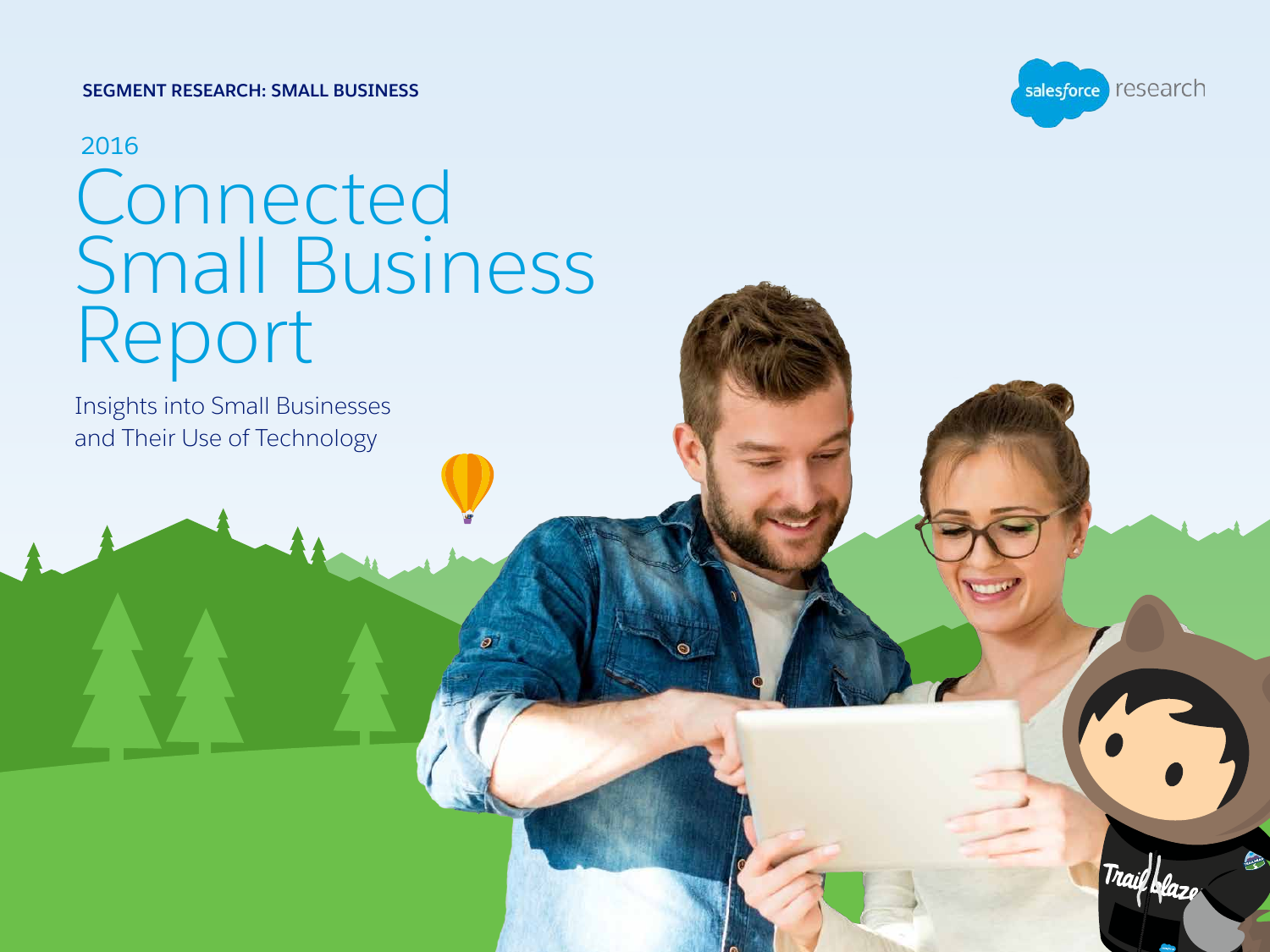SEGMENT RESEARCH: SMALL BUSINESS

salesforce research

2016

# Connected Small Business Report

Insights into Small Businesses and Their Use of Technology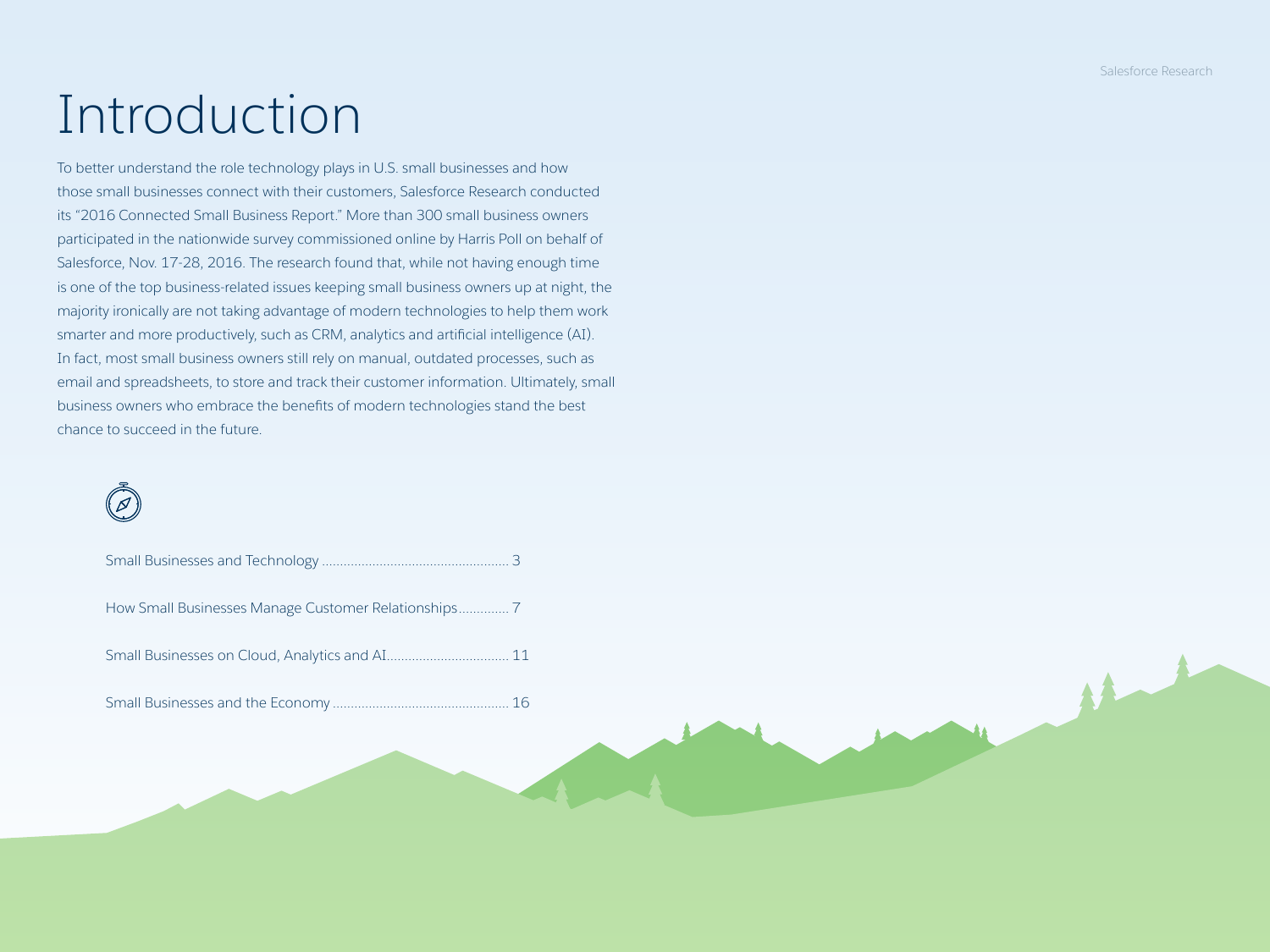# Introduction

To better understand the role technology plays in U.S. small businesses and how those small businesses connect with their customers, Salesforce Research conducted its "2016 Connected Small Business Report." More than 300 small business owners participated in the nationwide survey commissioned online by Harris Poll on behalf of Salesforce, Nov. 17-28, 2016. The research found that, while not having enough time is one of the top business-related issues keeping small business owners up at night, the majority ironically are not taking advantage of modern technologies to help them work smarter and more productively, such as CRM, analytics and artificial intelligence (AI). In fact, most small business owners still rely on manual, outdated processes, such as email and spreadsheets, to store and track their customer information. Ultimately, small business owners who embrace the benefits of modern technologies stand the best chance to succeed in the future.

Small Businesses and Technology .................................................... 3

How Small Businesses Manage Customer Relationships.............. 7

Small Businesses on Cloud, Analytics and AI.................................. 11

Small Businesses and the Economy ................................................ 16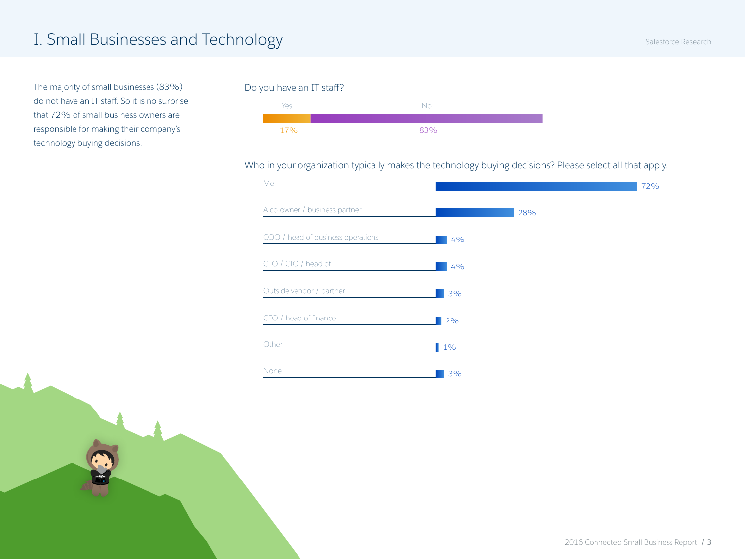# I. Small Businesses and Technology

The majority of small businesses (83%) do not have an IT staff. So it is no surprise that 72% of small business owners are responsible for making their company's technology buying decisions.

Do you have an IT staff?

| Yes | No |
| --- | --- |
| 17% | 83% |

Who in your organization typically makes the technology buying decisions? Please select all that apply.

| Response | Percentage |
| --- | --- |
| Me | 72% |
| A co-owner / business partner | 28% |
| COO / head of business operations | 4% |
| CTO / CIO / head of IT | 4% |
| Outside vendor / partner | 3% |
| CFO / head of finance | 2% |
| Other | 1% |
| None | 3% |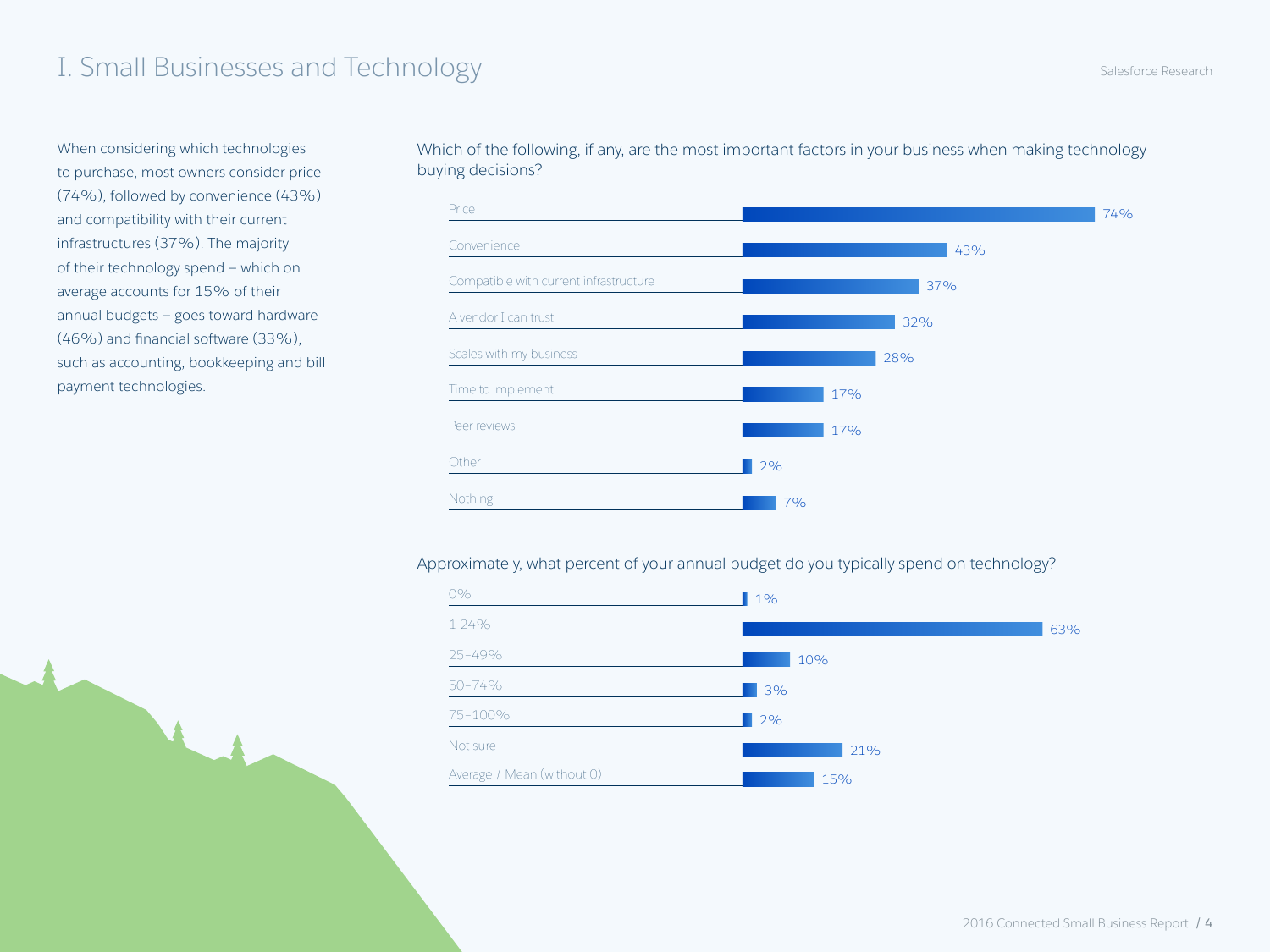# I. Small Businesses and Technology

When considering which technologies to purchase, most owners consider price (74%), followed by convenience (43%) and compatibility with their current infrastructures (37%). The majority of their technology spend – which on average accounts for 15% of their annual budgets – goes toward hardware (46%) and financial software (33%), such as accounting, bookkeeping and bill payment technologies.

Which of the following, if any, are the most important factors in your business when making technology buying decisions?

| Factor | % |
|---|---|
| Price | 74% |
| Convenience | 43% |
| Compatible with current infrastructure | 37% |
| A vendor I can trust | 32% |
| Scales with my business | 28% |
| Time to implement | 17% |
| Peer reviews | 17% |
| Other | 2% |
| Nothing | 7% |

Approximately, what percent of your annual budget do you typically spend on technology?

| Budget share | % |
|---|---|
| 0% | 1% |
| 1-24% | 63% |
| 25–49% | 10% |
| 50–74% | 3% |
| 75–100% | 2% |
| Not sure | 21% |
| Average / Mean (without 0) | 15% |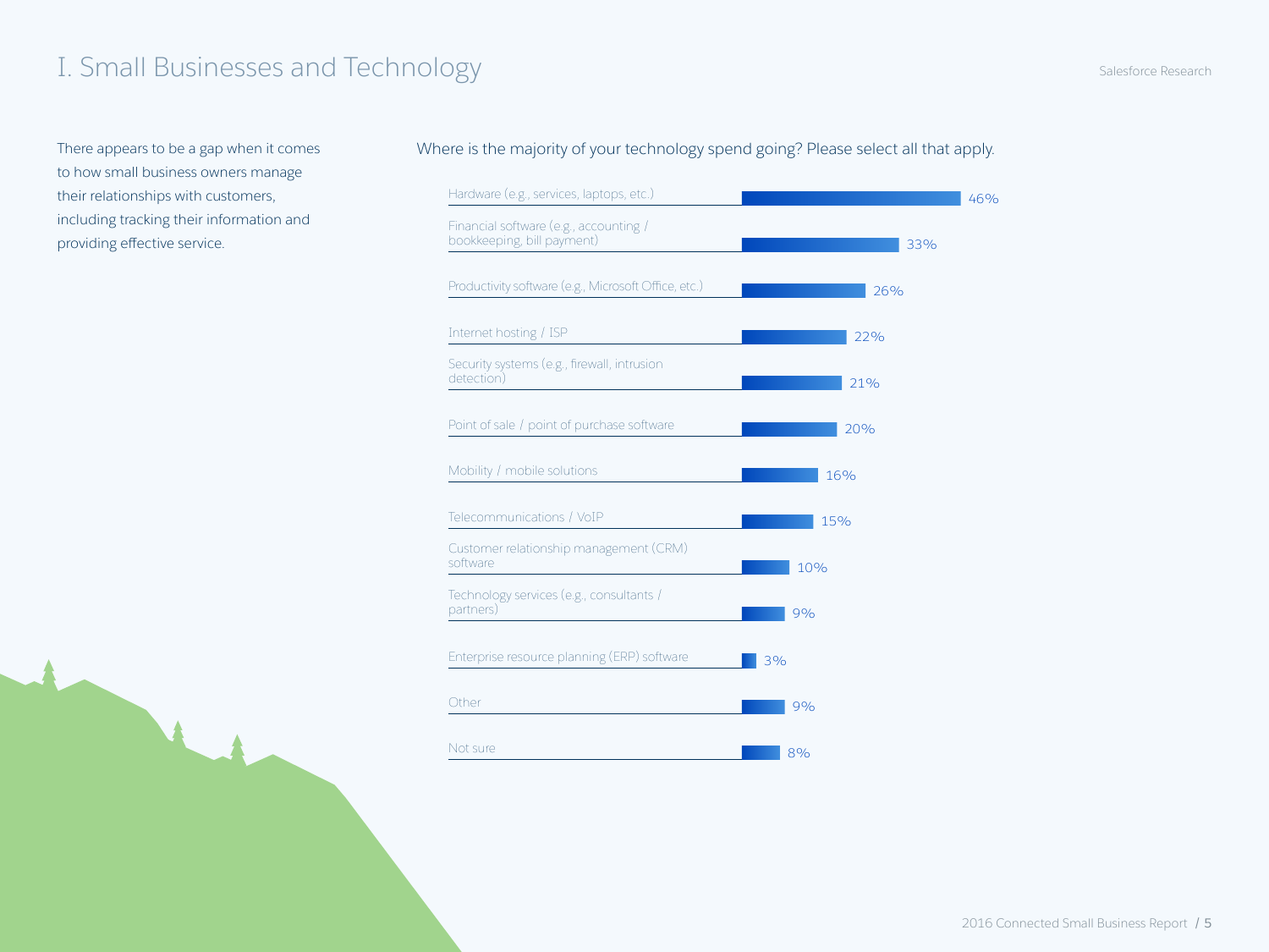# I. Small Businesses and Technology

There appears to be a gap when it comes to how small business owners manage their relationships with customers, including tracking their information and providing effective service.

Where is the majority of your technology spend going? Please select all that apply.

| Category | Percentage |
| --- | --- |
| Hardware (e.g., services, laptops, etc.) | 46% |
| Financial software (e.g., accounting / bookkeeping, bill payment) | 33% |
| Productivity software (e.g., Microsoft Office, etc.) | 26% |
| Internet hosting / ISP | 22% |
| Security systems (e.g., firewall, intrusion detection) | 21% |
| Point of sale / point of purchase software | 20% |
| Mobility / mobile solutions | 16% |
| Telecommunications / VoIP | 15% |
| Customer relationship management (CRM) software | 10% |
| Technology services (e.g., consultants / partners) | 9% |
| Enterprise resource planning (ERP) software | 3% |
| Other | 9% |
| Not sure | 8% |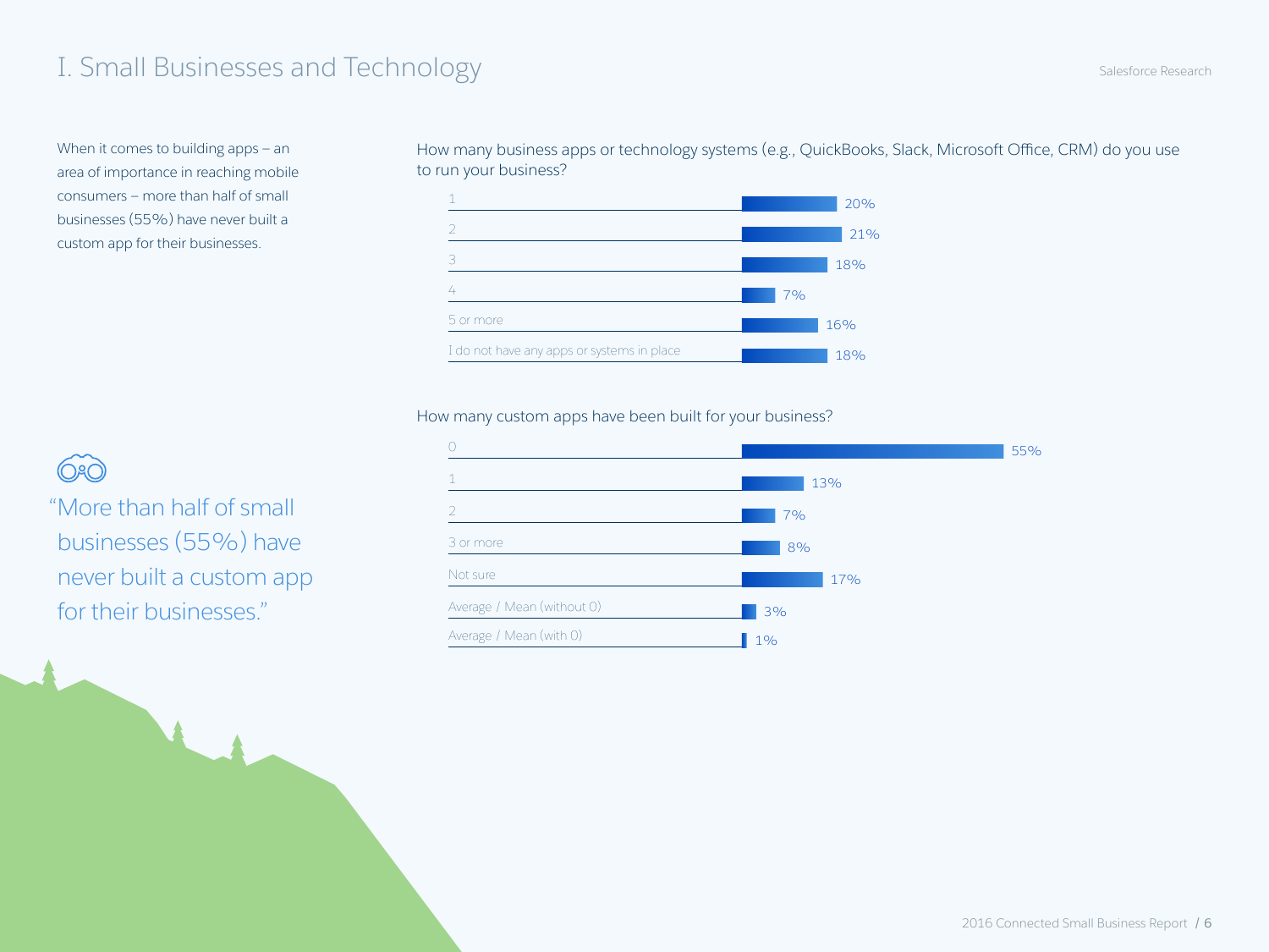# I. Small Businesses and Technology

When it comes to building apps – an area of importance in reaching mobile consumers – more than half of small businesses (55%) have never built a custom app for their businesses.

How many business apps or technology systems (e.g., QuickBooks, Slack, Microsoft Office, CRM) do you use to run your business?

| Response | % |
| --- | --- |
| 1 | 20% |
| 2 | 21% |
| 3 | 18% |
| 4 | 7% |
| 5 or more | 16% |
| I do not have any apps or systems in place | 18% |

How many custom apps have been built for your business?

| Response | % |
| --- | --- |
| 0 | 55% |
| 1 | 13% |
| 2 | 7% |
| 3 or more | 8% |
| Not sure | 17% |
| Average / Mean (without 0) | 3% |
| Average / Mean (with 0) | 1% |

"More than half of small businesses (55%) have never built a custom app for their businesses."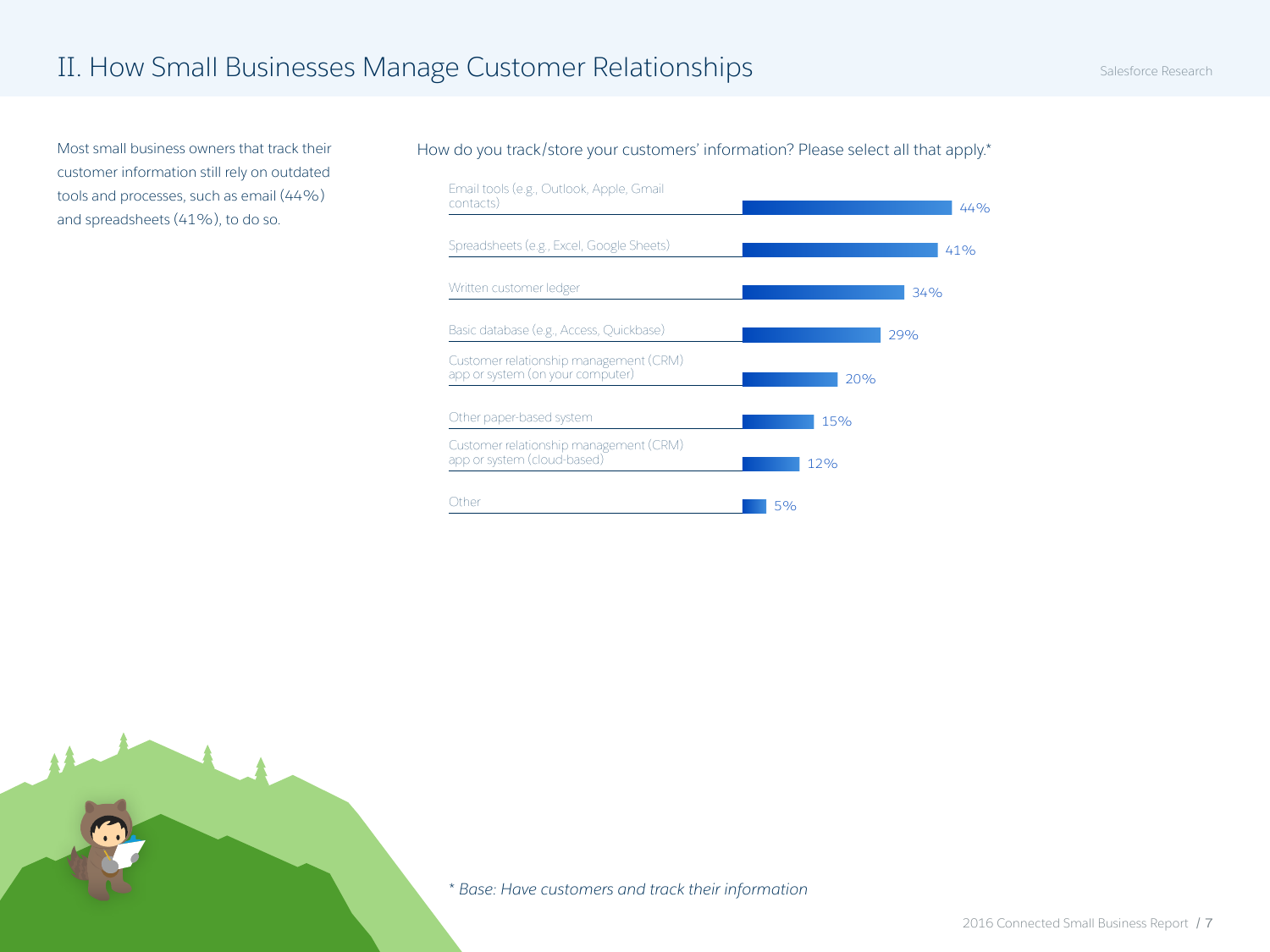## II. How Small Businesses Manage Customer Relationships

Most small business owners that track their customer information still rely on outdated tools and processes, such as email (44%) and spreadsheets (41%), to do so.

How do you track/store your customers' information? Please select all that apply.*

| Method | Percentage |
| --- | --- |
| Email tools (e.g., Outlook, Apple, Gmail contacts) | 44% |
| Spreadsheets (e.g., Excel, Google Sheets) | 41% |
| Written customer ledger | 34% |
| Basic database (e.g., Access, Quickbase) | 29% |
| Customer relationship management (CRM) app or system (on your computer) | 20% |
| Other paper-based system | 15% |
| Customer relationship management (CRM) app or system (cloud-based) | 12% |
| Other | 5% |

*\* Base: Have customers and track their information*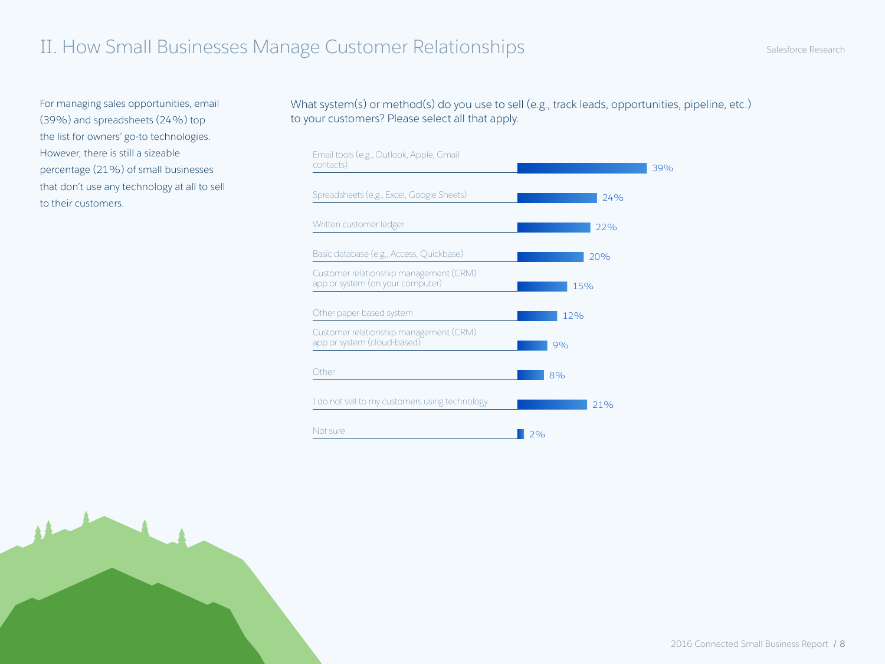# II. How Small Businesses Manage Customer Relationships

For managing sales opportunities, email (39%) and spreadsheets (24%) top the list for owners' go-to technologies. However, there is still a sizeable percentage (21%) of small businesses that don't use any technology at all to sell to their customers.

What system(s) or method(s) do you use to sell (e.g., track leads, opportunities, pipeline, etc.) to your customers? Please select all that apply.

| System or method | Percentage |
| --- | --- |
| Email tools (e.g., Outlook, Apple, Gmail contacts) | 39% |
| Spreadsheets (e.g., Excel, Google Sheets) | 24% |
| Written customer ledger | 22% |
| Basic database (e.g., Access, Quickbase) | 20% |
| Customer relationship management (CRM) app or system (on your computer) | 15% |
| Other paper-based system | 12% |
| Customer relationship management (CRM) app or system (cloud-based) | 9% |
| Other | 8% |
| I do not sell to my customers using technology. | 21% |
| Not sure | 2% |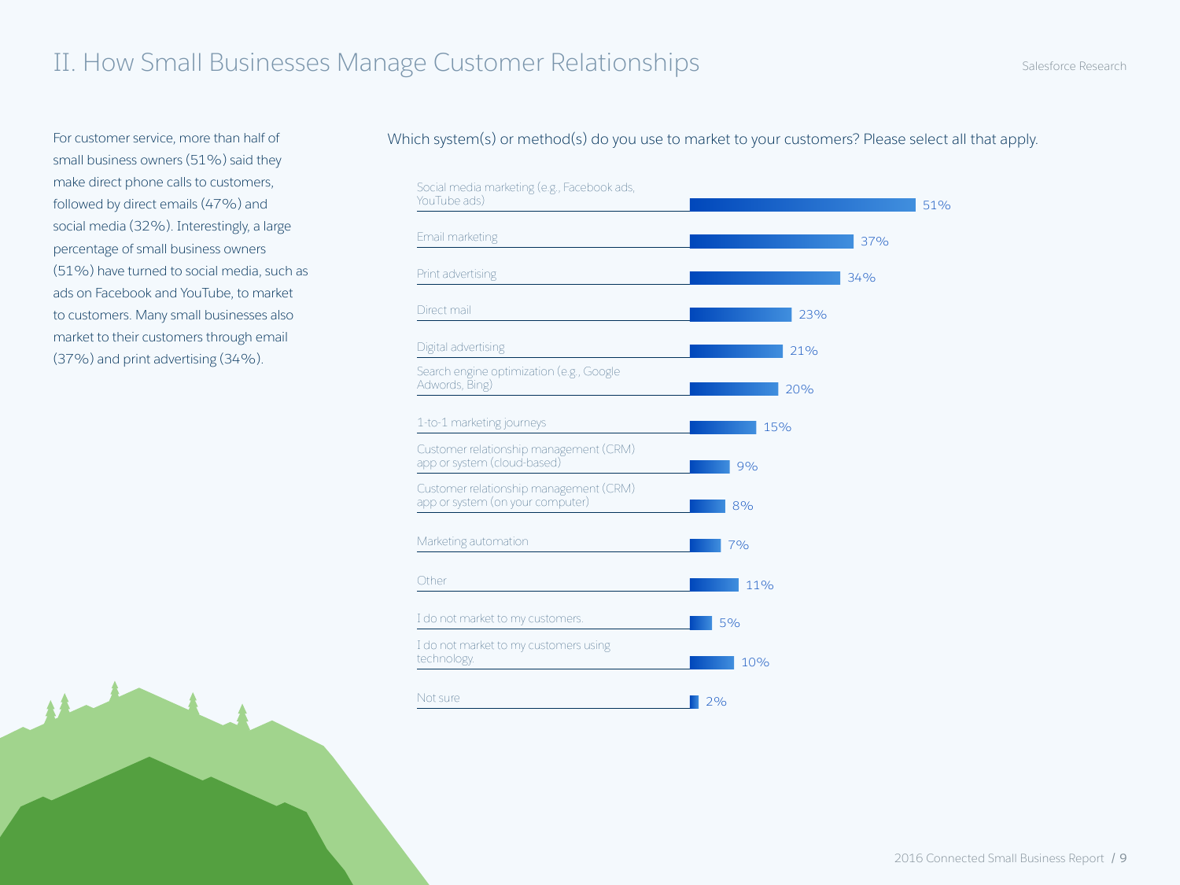## II. How Small Businesses Manage Customer Relationships

For customer service, more than half of small business owners (51%) said they make direct phone calls to customers, followed by direct emails (47%) and social media (32%). Interestingly, a large percentage of small business owners (51%) have turned to social media, such as ads on Facebook and YouTube, to market to customers. Many small businesses also market to their customers through email (37%) and print advertising (34%).

Which system(s) or method(s) do you use to market to your customers? Please select all that apply.

| Method | Percentage |
|---|---|
| Social media marketing (e.g., Facebook ads, YouTube ads) | 51% |
| Email marketing | 37% |
| Print advertising | 34% |
| Direct mail | 23% |
| Digital advertising | 21% |
| Search engine optimization (e.g., Google Adwords, Bing) | 20% |
| 1-to-1 marketing journeys | 15% |
| Customer relationship management (CRM) app or system (cloud-based) | 9% |
| Customer relationship management (CRM) app or system (on your computer) | 8% |
| Marketing automation | 7% |
| Other | 11% |
| I do not market to my customers. | 5% |
| I do not market to my customers using technology. | 10% |
| Not sure | 2% |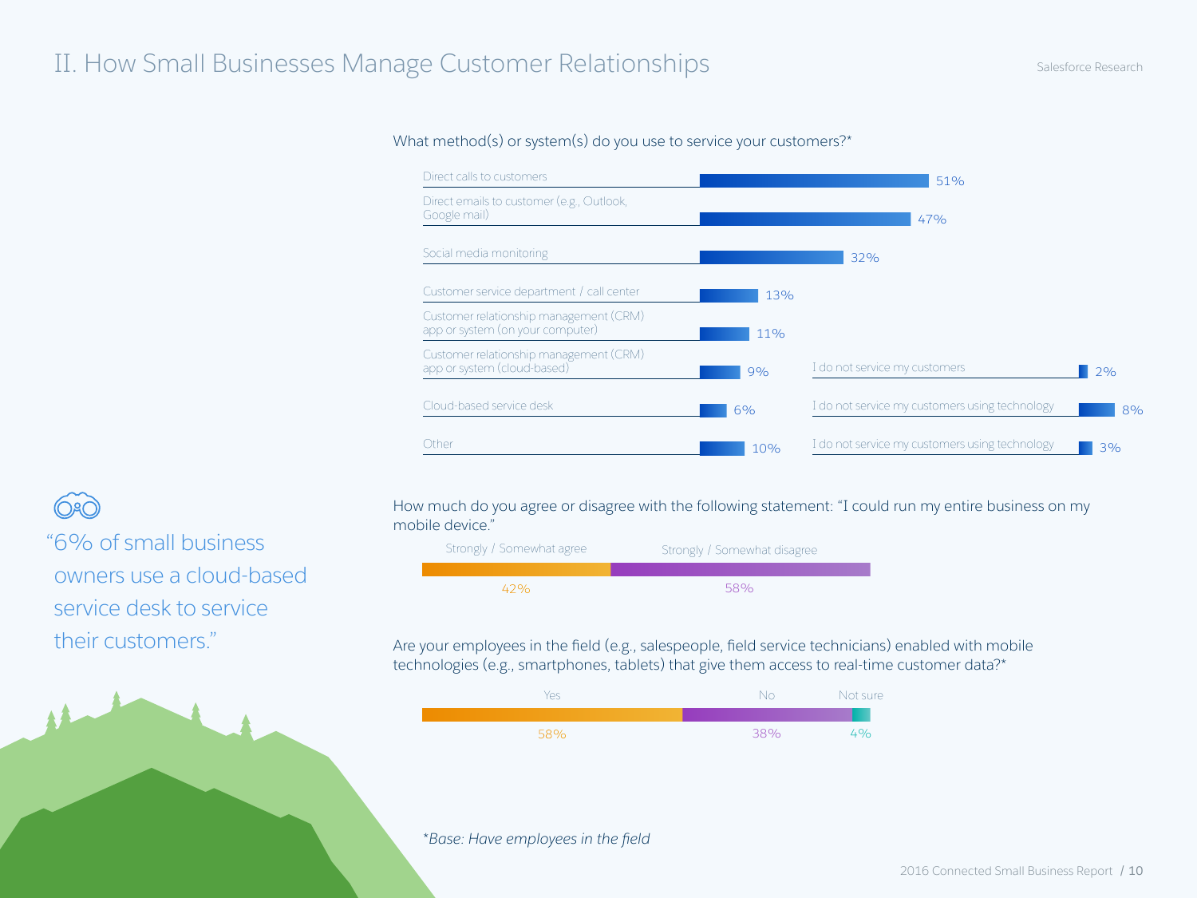# II. How Small Businesses Manage Customer Relationships

What method(s) or system(s) do you use to service your customers?*

| Method/System | % |
|---|---|
| Direct calls to customers | 51% |
| Direct emails to customer (e.g., Outlook, Google mail) | 47% |
| Social media monitoring | 32% |
| Customer service department / call center | 13% |
| Customer relationship management (CRM) app or system (on your computer) | 11% |
| Customer relationship management (CRM) app or system (cloud-based) | 9% |
| Cloud-based service desk | 6% |
| Other | 10% |
| I do not service my customers | 2% |
| I do not service my customers using technology | 8% |
| I do not service my customers using technology | 3% |

How much do you agree or disagree with the following statement: "I could run my entire business on my mobile device."

| Strongly / Somewhat agree | Strongly / Somewhat disagree |
|---|---|
| 42% | 58% |

Are your employees in the field (e.g., salespeople, field service technicians) enabled with mobile technologies (e.g., smartphones, tablets) that give them access to real-time customer data?*

| Yes | No | Not sure |
|---|---|---|
| 58% | 38% | 4% |

"6% of small business owners use a cloud-based service desk to service their customers."

*\*Base: Have employees in the field*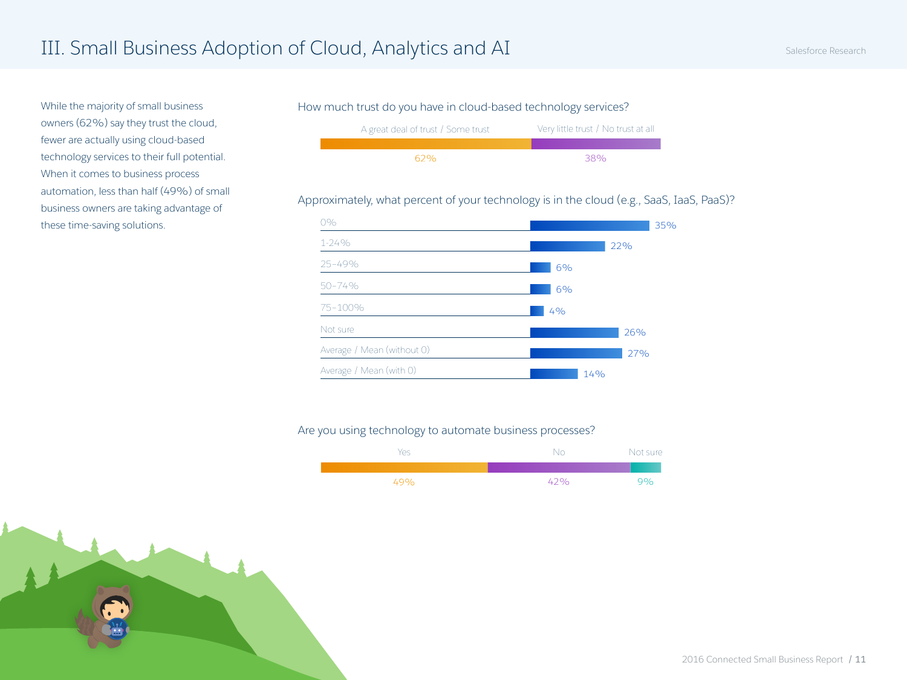# III. Small Business Adoption of Cloud, Analytics and AI

While the majority of small business owners (62%) say they trust the cloud, fewer are actually using cloud-based technology services to their full potential. When it comes to business process automation, less than half (49%) of small business owners are taking advantage of these time-saving solutions.

How much trust do you have in cloud-based technology services?

| A great deal of trust / Some trust | Very little trust / No trust at all |
|---|---|
| 62% | 38% |

Approximately, what percent of your technology is in the cloud (e.g., SaaS, IaaS, PaaS)?

| Response | Percent |
|---|---|
| 0% | 35% |
| 1-24% | 22% |
| 25–49% | 6% |
| 50–74% | 6% |
| 75–100% | 4% |
| Not sure | 26% |
| Average / Mean (without 0) | 27% |
| Average / Mean (with 0) | 14% |

Are you using technology to automate business processes?

| Yes | No | Not sure |
|---|---|---|
| 49% | 42% | 9% |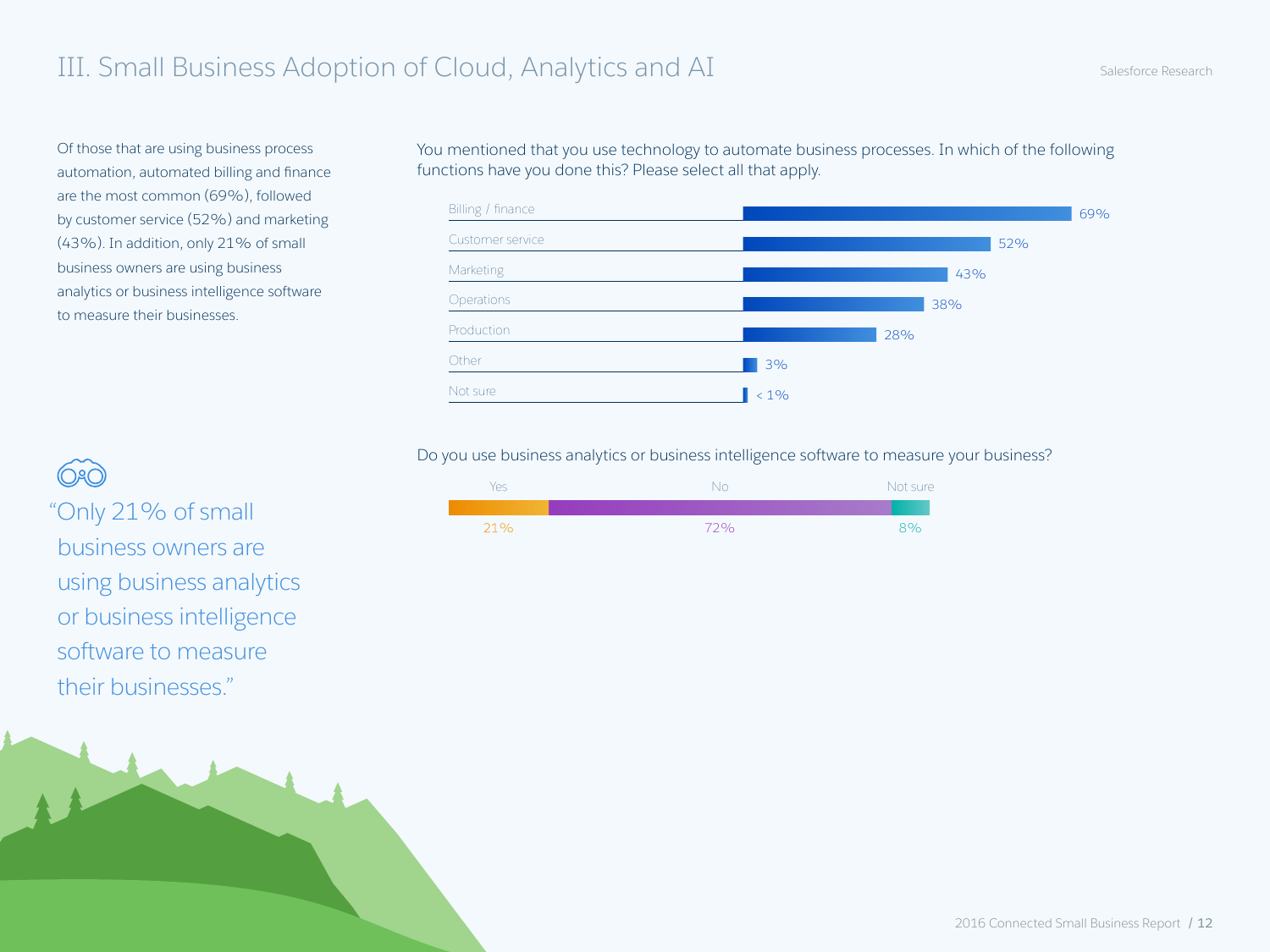# III. Small Business Adoption of Cloud, Analytics and AI

Of those that are using business process automation, automated billing and finance are the most common (69%), followed by customer service (52%) and marketing (43%). In addition, only 21% of small business owners are using business analytics or business intelligence software to measure their businesses.

"Only 21% of small business owners are using business analytics or business intelligence software to measure their businesses."

You mentioned that you use technology to automate business processes. In which of the following functions have you done this? Please select all that apply.

| Function | Percentage |
| --- | --- |
| Billing / finance | 69% |
| Customer service | 52% |
| Marketing | 43% |
| Operations | 38% |
| Production | 28% |
| Other | 3% |
| Not sure | < 1% |

Do you use business analytics or business intelligence software to measure your business?

| Yes | No | Not sure |
| --- | --- | --- |
| 21% | 72% | 8% |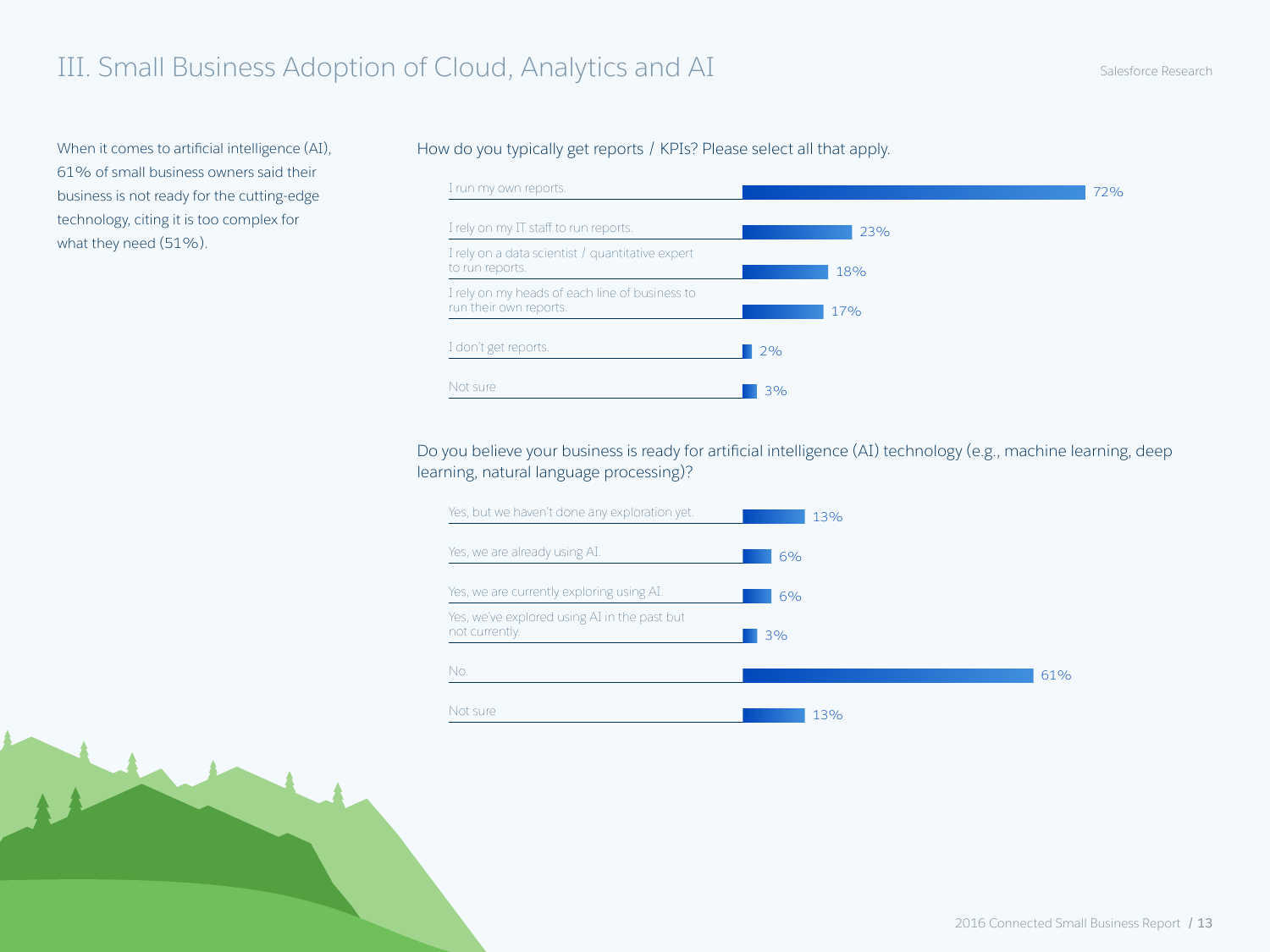# III. Small Business Adoption of Cloud, Analytics and AI

When it comes to artificial intelligence (AI), 61% of small business owners said their business is not ready for the cutting-edge technology, citing it is too complex for what they need (51%).

How do you typically get reports / KPIs? Please select all that apply.

| Response | % |
|---|---|
| I run my own reports. | 72% |
| I rely on my IT staff to run reports. | 23% |
| I rely on a data scientist / quantitative expert to run reports. | 18% |
| I rely on my heads of each line of business to run their own reports. | 17% |
| I don't get reports. | 2% |
| Not sure | 3% |

Do you believe your business is ready for artificial intelligence (AI) technology (e.g., machine learning, deep learning, natural language processing)?

| Response | % |
|---|---|
| Yes, but we haven't done any exploration yet. | 13% |
| Yes, we are already using AI. | 6% |
| Yes, we are currently exploring using AI. | 6% |
| Yes, we've explored using AI in the past but not currently. | 3% |
| No. | 61% |
| Not sure | 13% |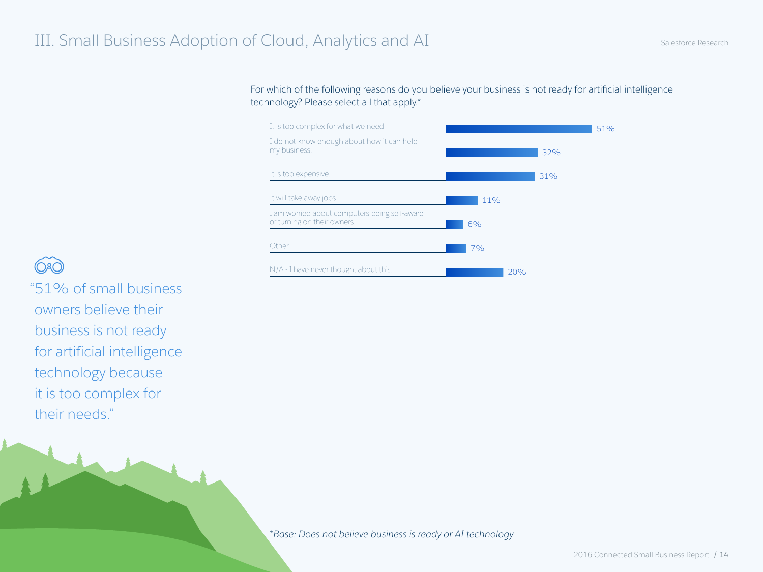# III. Small Business Adoption of Cloud, Analytics and AI

For which of the following reasons do you believe your business is not ready for artificial intelligence technology? Please select all that apply.*

| Reason | Percentage |
|---|---|
| It is too complex for what we need. | 51% |
| I do not know enough about how it can help my business. | 32% |
| It is too expensive. | 31% |
| It will take away jobs. | 11% |
| I am worried about computers being self-aware or turning on their owners. | 6% |
| Other | 7% |
| N/A - I have never thought about this. | 20% |

"51% of small business owners believe their business is not ready for artificial intelligence technology because it is too complex for their needs."

*\*Base: Does not believe business is ready or AI technology*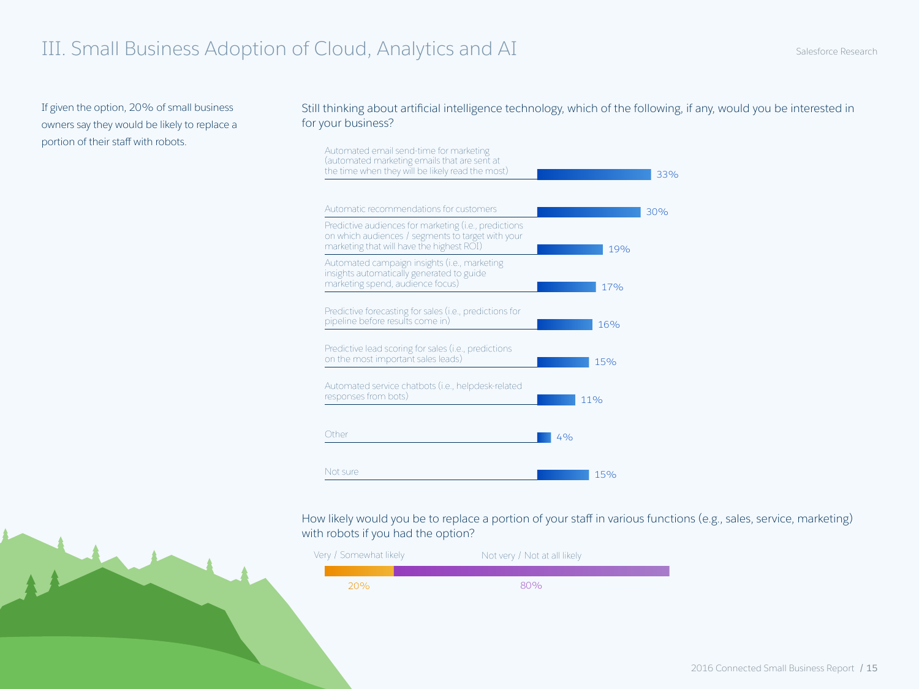# III. Small Business Adoption of Cloud, Analytics and AI

If given the option, 20% of small business owners say they would be likely to replace a portion of their staff with robots.

Still thinking about artificial intelligence technology, which of the following, if any, would you be interested in for your business?

| Option | % |
|---|---|
| Automated email send-time for marketing (automated marketing emails that are sent at the time when they will be likely read the most) | 33% |
| Automatic recommendations for customers | 30% |
| Predictive audiences for marketing (i.e., predictions on which audiences / segments to target with your marketing that will have the highest ROI) | 19% |
| Automated campaign insights (i.e., marketing insights automatically generated to guide marketing spend, audience focus) | 17% |
| Predictive forecasting for sales (i.e., predictions for pipeline before results come in) | 16% |
| Predictive lead scoring for sales (i.e., predictions on the most important sales leads) | 15% |
| Automated service chatbots (i.e., helpdesk-related responses from bots) | 11% |
| Other | 4% |
| Not sure | 15% |

How likely would you be to replace a portion of your staff in various functions (e.g., sales, service, marketing) with robots if you had the option?

| Very / Somewhat likely | Not very / Not at all likely |
|---|---|
| 20% | 80% |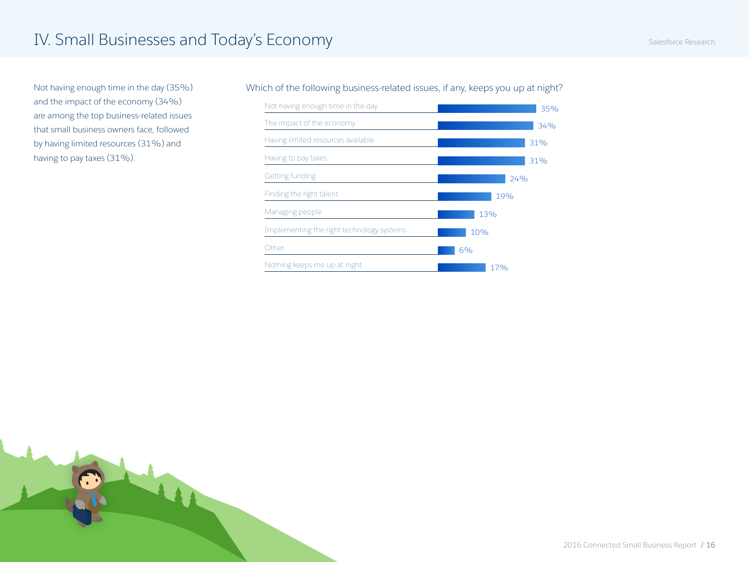# IV. Small Businesses and Today's Economy

Not having enough time in the day (35%) and the impact of the economy (34%) are among the top business-related issues that small business owners face, followed by having limited resources (31%) and having to pay taxes (31%).

Which of the following business-related issues, if any, keeps you up at night?

| Issue | Percentage |
| --- | --- |
| Not having enough time in the day | 35% |
| The impact of the economy | 34% |
| Having limited resources available | 31% |
| Having to pay taxes | 31% |
| Getting funding | 24% |
| Finding the right talent | 19% |
| Managing people | 13% |
| Implementing the right technology systems | 10% |
| Other | 6% |
| Nothing keeps me up at night | 17% |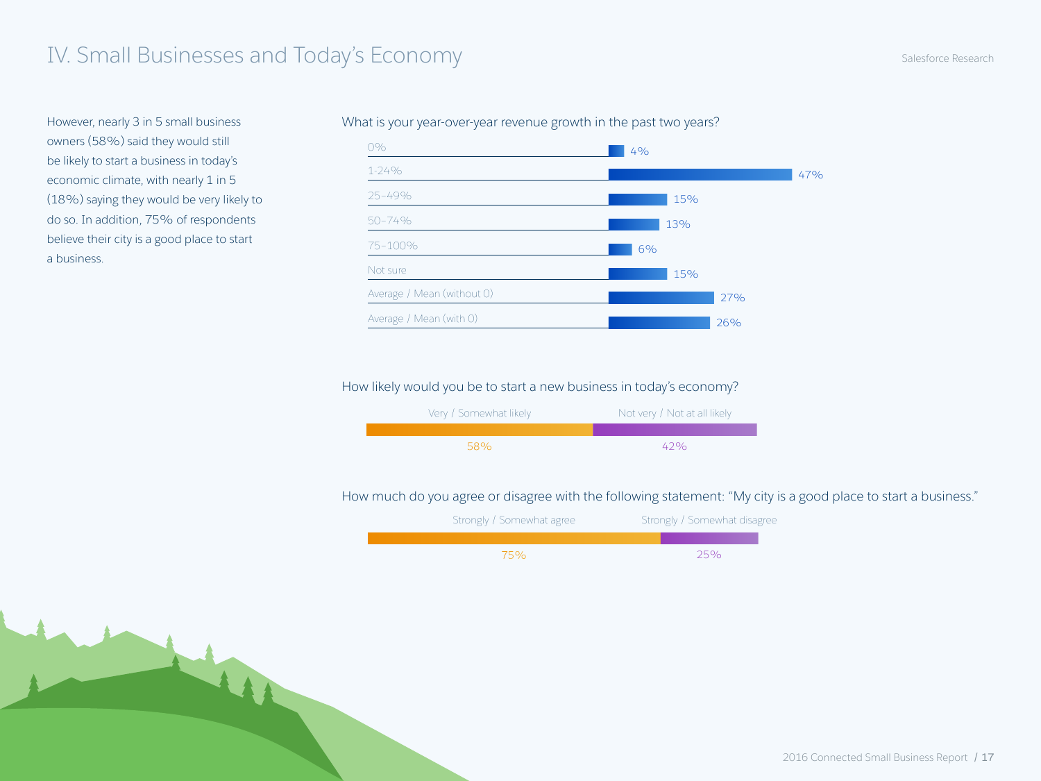# IV. Small Businesses and Today's Economy

However, nearly 3 in 5 small business owners (58%) said they would still be likely to start a business in today's economic climate, with nearly 1 in 5 (18%) saying they would be very likely to do so. In addition, 75% of respondents believe their city is a good place to start a business.

What is your year-over-year revenue growth in the past two years?

| Response | Percentage |
|---|---|
| 0% | 4% |
| 1-24% | 47% |
| 25–49% | 15% |
| 50–74% | 13% |
| 75–100% | 6% |
| Not sure | 15% |
| Average / Mean (without 0) | 27% |
| Average / Mean (with 0) | 26% |

How likely would you be to start a new business in today's economy?

| Very / Somewhat likely | Not very / Not at all likely |
|---|---|
| 58% | 42% |

How much do you agree or disagree with the following statement: "My city is a good place to start a business."

| Strongly / Somewhat agree | Strongly / Somewhat disagree |
|---|---|
| 75% | 25% |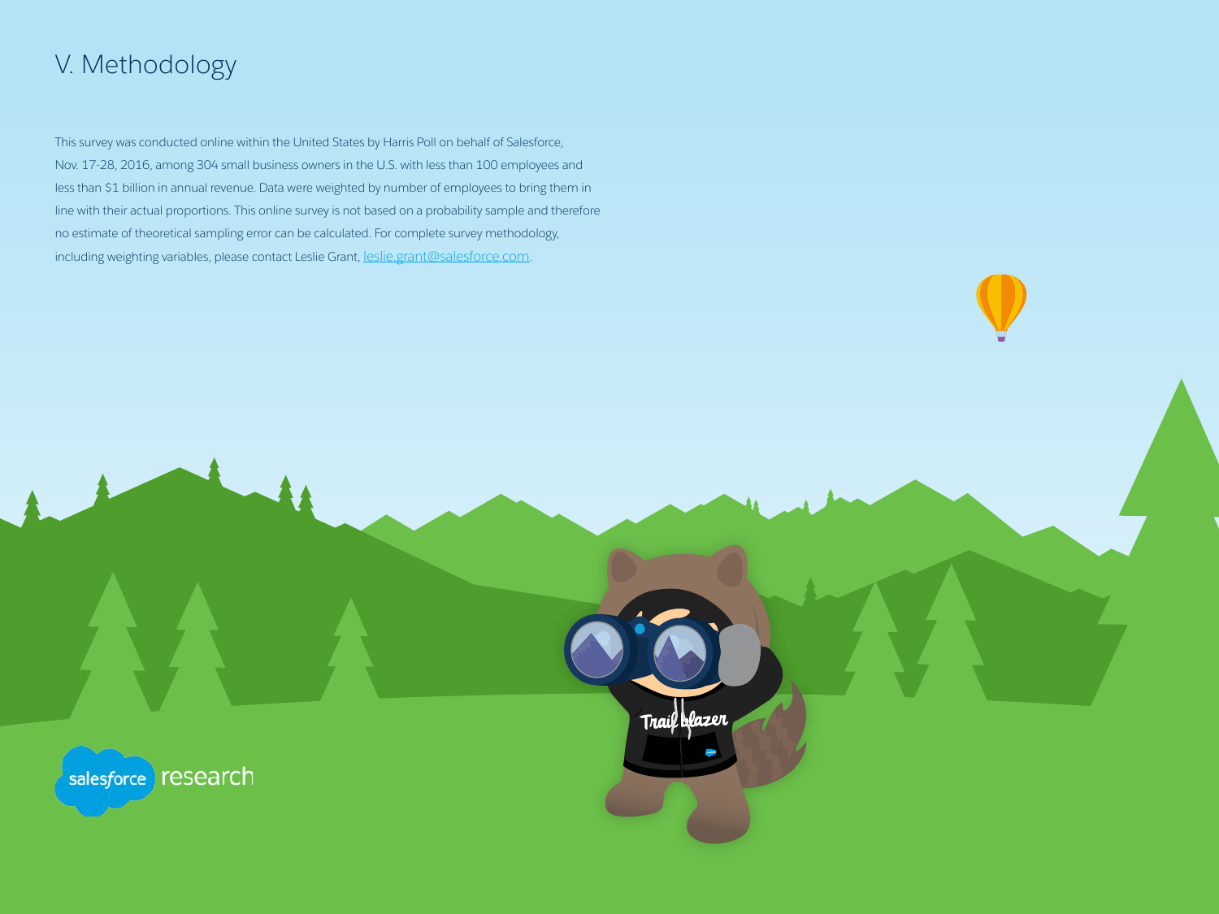# V. Methodology

This survey was conducted online within the United States by Harris Poll on behalf of Salesforce, Nov. 17-28, 2016, among 304 small business owners in the U.S. with less than 100 employees and less than $1 billion in annual revenue. Data were weighted by number of employees to bring them in line with their actual proportions. This online survey is not based on a probability sample and therefore no estimate of theoretical sampling error can be calculated. For complete survey methodology, including weighting variables, please contact Leslie Grant, leslie.grant@salesforce.com.

salesforce research